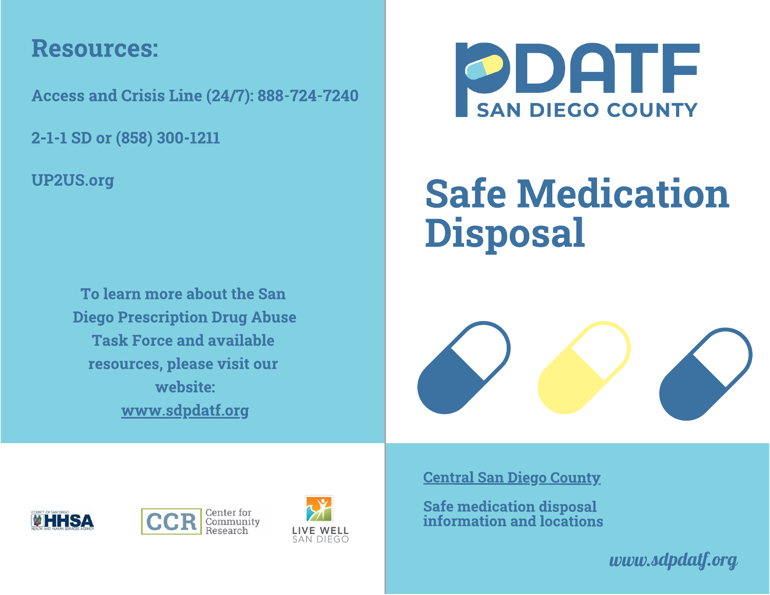## Resources:

**Access and Crisis Line (24/7): 888-724-7240**

**2-1-1 SD or (858) 300-1211**

**UP2US.org**

**To learn more about the San Diego Prescription Drug Abuse Task Force and available resources, please visit our website: [www.sdpdatf.org](www.sdpdatf.org)**

COUNTY OF SAN DIEGO HHSA HEALTH AND HUMAN SERVICES AGENCY

CCR Center for Community Research

LIVE WELL SAN DIEGO

PDATF SAN DIEGO COUNTY

# Safe Medication Disposal

**Central San Diego County**

**Safe medication disposal information and locations**

*www.sdpdatf.org*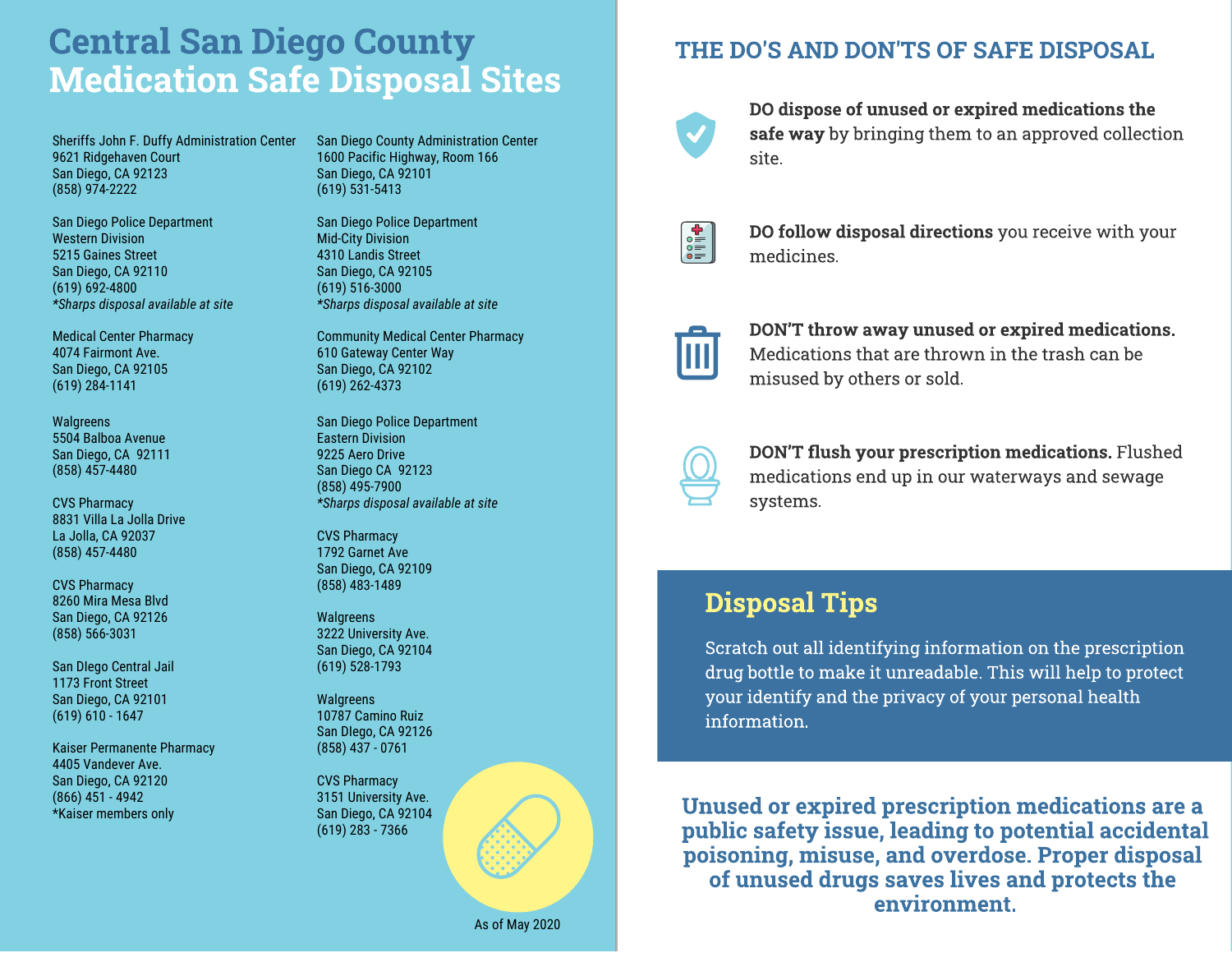# Central San Diego County Medication Safe Disposal Sites

Sheriffs John F. Duffy Administration Center
9621 Ridgehaven Court
San Diego, CA 92123
(858) 974-2222

San Diego Police Department
Western Division
5215 Gaines Street
San Diego, CA 92110
(619) 692-4800
*\*Sharps disposal available at site*

Medical Center Pharmacy
4074 Fairmont Ave.
San Diego, CA 92105
(619) 284-1141

Walgreens
5504 Balboa Avenue
San Diego, CA 92111
(858) 457-4480

CVS Pharmacy
8831 Villa La Jolla Drive
La Jolla, CA 92037
(858) 457-4480

CVS Pharmacy
8260 Mira Mesa Blvd
San Diego, CA 92126
(858) 566-3031

San DIego Central Jail
1173 Front Street
San Diego, CA 92101
(619) 610 - 1647

Kaiser Permanente Pharmacy
4405 Vandever Ave.
San Diego, CA 92120
(866) 451 - 4942
*Kaiser members only

San Diego County Administration Center
1600 Pacific Highway, Room 166
San Diego, CA 92101
(619) 531-5413

San Diego Police Department
Mid-City Division
4310 Landis Street
San Diego, CA 92105
(619) 516-3000
*\*Sharps disposal available at site*

Community Medical Center Pharmacy
610 Gateway Center Way
San Diego, CA 92102
(619) 262-4373

San Diego Police Department
Eastern Division
9225 Aero Drive
San Diego CA 92123
(858) 495-7900
*\*Sharps disposal available at site*

CVS Pharmacy
1792 Garnet Ave
San Diego, CA 92109
(858) 483-1489

Walgreens
3222 University Ave.
San Diego, CA 92104
(619) 528-1793

Walgreens
10787 Camino Ruiz
San DIego, CA 92126
(858) 437 - 0761

CVS Pharmacy
3151 University Ave.
San Diego, CA 92104
(619) 283 - 7366

As of May 2020

## THE DO'S AND DON'TS OF SAFE DISPOSAL

**DO dispose of unused or expired medications the safe way** by bringing them to an approved collection site.

**DO follow disposal directions** you receive with your medicines.

**DON'T throw away unused or expired medications.** Medications that are thrown in the trash can be misused by others or sold.

**DON'T flush your prescription medications.** Flushed medications end up in our waterways and sewage systems.

## Disposal Tips

Scratch out all identifying information on the prescription drug bottle to make it unreadable. This will help to protect your identify and the privacy of your personal health information.

**Unused or expired prescription medications are a public safety issue, leading to potential accidental poisoning, misuse, and overdose. Proper disposal of unused drugs saves lives and protects the environment.**